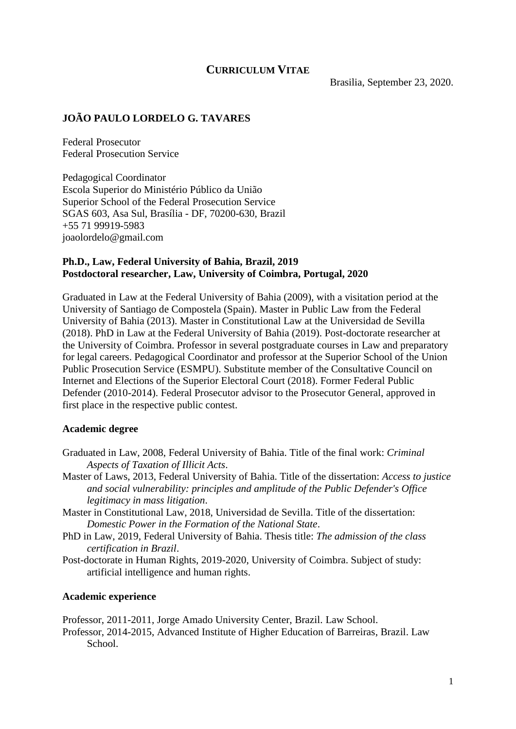# **CURRICULUM VITAE**

Brasilia, September 23, 2020.

## **JOÃO PAULO LORDELO G. TAVARES**

Federal Prosecutor
Federal Prosecution Service

Pedagogical Coordinator
Escola Superior do Ministério Público da União
Superior School of the Federal Prosecution Service
SGAS 603, Asa Sul, Brasília - DF, 70200-630, Brazil
+55 71 99919-5983
joaolordelo@gmail.com

**Ph.D., Law, Federal University of Bahia, Brazil, 2019**
**Postdoctoral researcher, Law, University of Coimbra, Portugal, 2020**

Graduated in Law at the Federal University of Bahia (2009), with a visitation period at the University of Santiago de Compostela (Spain). Master in Public Law from the Federal University of Bahia (2013). Master in Constitutional Law at the Universidad de Sevilla (2018). PhD in Law at the Federal University of Bahia (2019). Post-doctorate researcher at the University of Coimbra. Professor in several postgraduate courses in Law and preparatory for legal careers. Pedagogical Coordinator and professor at the Superior School of the Union Public Prosecution Service (ESMPU). Substitute member of the Consultative Council on Internet and Elections of the Superior Electoral Court (2018). Former Federal Public Defender (2010-2014). Federal Prosecutor advisor to the Prosecutor General, approved in first place in the respective public contest.

### **Academic degree**

Graduated in Law, 2008, Federal University of Bahia. Title of the final work: *Criminal Aspects of Taxation of Illicit Acts*.

Master of Laws, 2013, Federal University of Bahia. Title of the dissertation: *Access to justice and social vulnerability: principles and amplitude of the Public Defender's Office legitimacy in mass litigation*.

Master in Constitutional Law, 2018, Universidad de Sevilla. Title of the dissertation: *Domestic Power in the Formation of the National State*.

PhD in Law, 2019, Federal University of Bahia. Thesis title: *The admission of the class certification in Brazil*.

Post-doctorate in Human Rights, 2019-2020, University of Coimbra. Subject of study: artificial intelligence and human rights.

### **Academic experience**

Professor, 2011-2011, Jorge Amado University Center, Brazil. Law School.

Professor, 2014-2015, Advanced Institute of Higher Education of Barreiras, Brazil. Law School.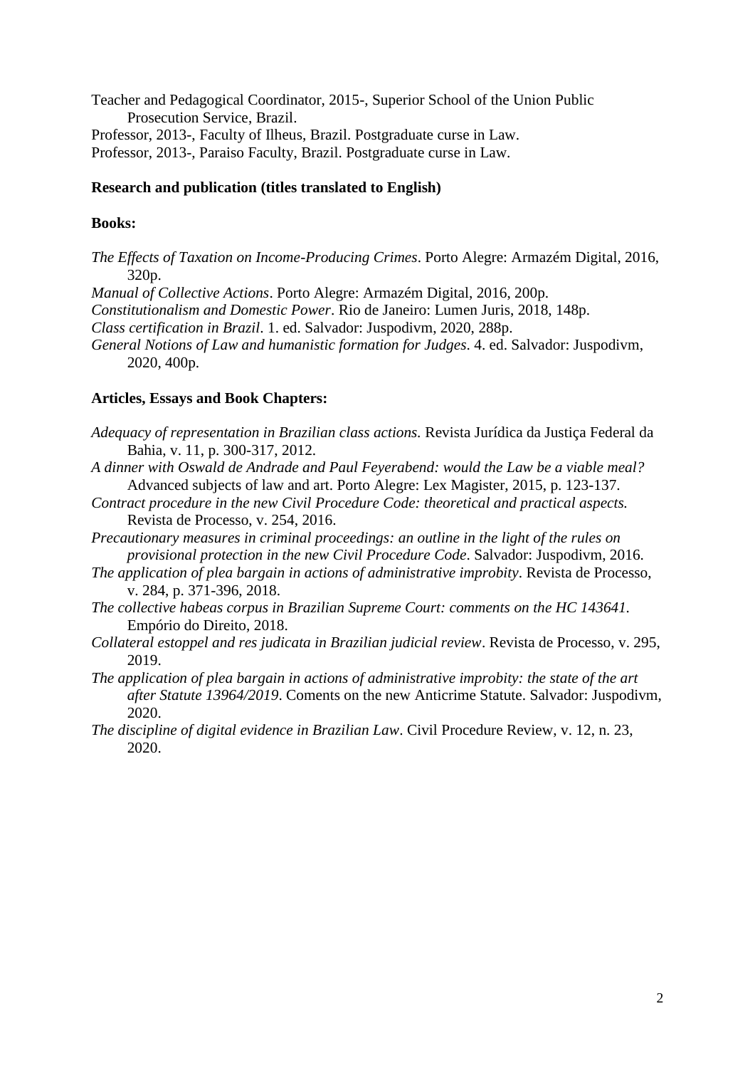Teacher and Pedagogical Coordinator, 2015-, Superior School of the Union Public Prosecution Service, Brazil.

Professor, 2013-, Faculty of Ilheus, Brazil. Postgraduate curse in Law.

Professor, 2013-, Paraiso Faculty, Brazil. Postgraduate curse in Law.

**Research and publication (titles translated to English)**

**Books:**

*The Effects of Taxation on Income-Producing Crimes*. Porto Alegre: Armazém Digital, 2016, 320p.

*Manual of Collective Actions*. Porto Alegre: Armazém Digital, 2016, 200p.

*Constitutionalism and Domestic Power*. Rio de Janeiro: Lumen Juris, 2018, 148p.

*Class certification in Brazil*. 1. ed. Salvador: Juspodivm, 2020, 288p.

*General Notions of Law and humanistic formation for Judges*. 4. ed. Salvador: Juspodivm, 2020, 400p.

**Articles, Essays and Book Chapters:**

*Adequacy of representation in Brazilian class actions.* Revista Jurídica da Justiça Federal da Bahia, v. 11, p. 300-317, 2012.

*A dinner with Oswald de Andrade and Paul Feyerabend: would the Law be a viable meal?* Advanced subjects of law and art. Porto Alegre: Lex Magister, 2015, p. 123-137.

*Contract procedure in the new Civil Procedure Code: theoretical and practical aspects.* Revista de Processo, v. 254, 2016.

*Precautionary measures in criminal proceedings: an outline in the light of the rules on provisional protection in the new Civil Procedure Code*. Salvador: Juspodivm, 2016.

*The application of plea bargain in actions of administrative improbity*. Revista de Processo, v. 284, p. 371-396, 2018.

*The collective habeas corpus in Brazilian Supreme Court: comments on the HC 143641.* Empório do Direito, 2018.

*Collateral estoppel and res judicata in Brazilian judicial review*. Revista de Processo, v. 295, 2019.

*The application of plea bargain in actions of administrative improbity: the state of the art after Statute 13964/2019*. Coments on the new Anticrime Statute. Salvador: Juspodivm, 2020.

*The discipline of digital evidence in Brazilian Law*. Civil Procedure Review, v. 12, n. 23, 2020.